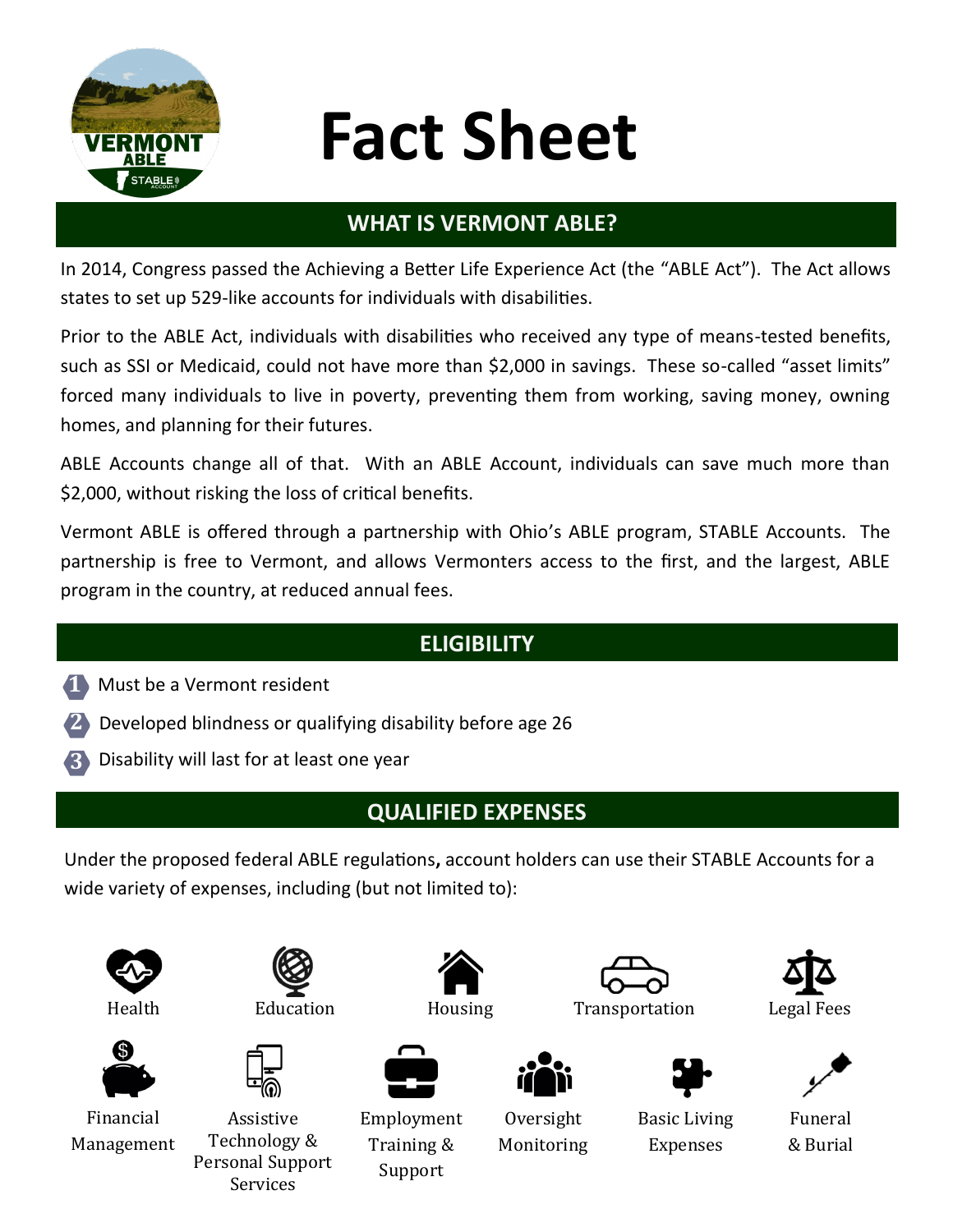# Fact Sheet

## WHAT IS VERMONT ABLE?

In 2014, Congress passed the Achieving a Better Life Experience Act (the "ABLE Act"). The Act allows states to set up 529-like accounts for individuals with disabilities.

Prior to the ABLE Act, individuals with disabilities who received any type of means-tested benefits, such as SSI or Medicaid, could not have more than $2,000 in savings. These so-called "asset limits" forced many individuals to live in poverty, preventing them from working, saving money, owning homes, and planning for their futures.

ABLE Accounts change all of that. With an ABLE Account, individuals can save much more than $2,000, without risking the loss of critical benefits.

Vermont ABLE is offered through a partnership with Ohio's ABLE program, STABLE Accounts. The partnership is free to Vermont, and allows Vermonters access to the first, and the largest, ABLE program in the country, at reduced annual fees.

## ELIGIBILITY

1. Must be a Vermont resident
2. Developed blindness or qualifying disability before age 26
3. Disability will last for at least one year

## QUALIFIED EXPENSES

Under the proposed federal ABLE regulations**,** account holders can use their STABLE Accounts for a wide variety of expenses, including (but not limited to):

- Health
- Education
- Housing
- Transportation
- Legal Fees
- Financial Management
- Assistive Technology & Personal Support Services
- Employment Training & Support
- Oversight Monitoring
- Basic Living Expenses
- Funeral & Burial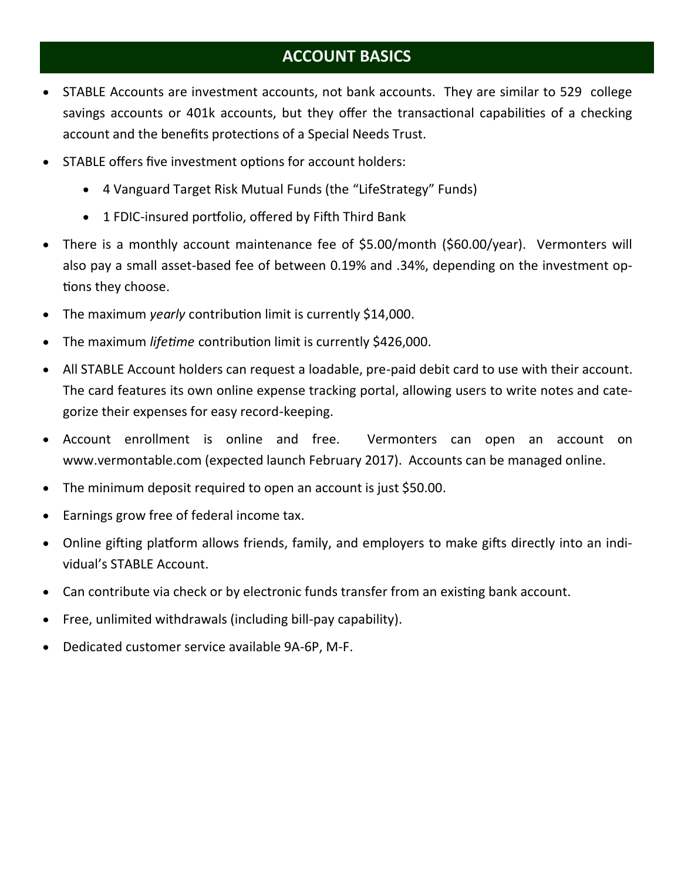## ACCOUNT BASICS

- STABLE Accounts are investment accounts, not bank accounts. They are similar to 529 college savings accounts or 401k accounts, but they offer the transactional capabilities of a checking account and the benefits protections of a Special Needs Trust.
- STABLE offers five investment options for account holders:
  - 4 Vanguard Target Risk Mutual Funds (the "LifeStrategy" Funds)
  - 1 FDIC-insured portfolio, offered by Fifth Third Bank
- There is a monthly account maintenance fee of $5.00/month ($60.00/year). Vermonters will also pay a small asset-based fee of between 0.19% and .34%, depending on the investment options they choose.
- The maximum *yearly* contribution limit is currently $14,000.
- The maximum *lifetime* contribution limit is currently $426,000.
- All STABLE Account holders can request a loadable, pre-paid debit card to use with their account. The card features its own online expense tracking portal, allowing users to write notes and categorize their expenses for easy record-keeping.
- Account enrollment is online and free. Vermonters can open an account on www.vermontable.com (expected launch February 2017). Accounts can be managed online.
- The minimum deposit required to open an account is just $50.00.
- Earnings grow free of federal income tax.
- Online gifting platform allows friends, family, and employers to make gifts directly into an individual's STABLE Account.
- Can contribute via check or by electronic funds transfer from an existing bank account.
- Free, unlimited withdrawals (including bill-pay capability).
- Dedicated customer service available 9A-6P, M-F.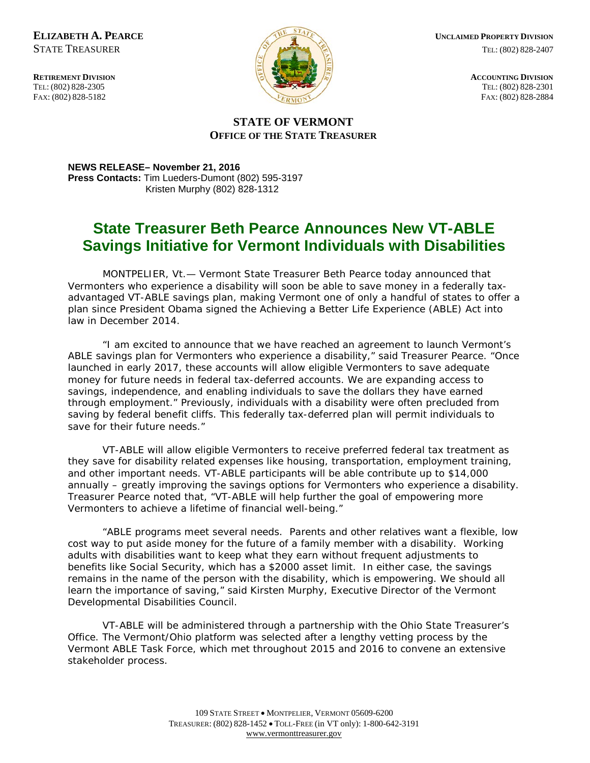**ELIZABETH A. PEARCE**
STATE TREASURER

**RETIREMENT DIVISION**
TEL: (802) 828-2305
FAX: (802) 828-5182

**UNCLAIMED PROPERTY DIVISION**
TEL: (802) 828-2407

**ACCOUNTING DIVISION**
TEL: (802) 828-2301
FAX: (802) 828-2884

**STATE OF VERMONT**
**OFFICE OF THE STATE TREASURER**

**NEWS RELEASE– November 21, 2016**
**Press Contacts:** Tim Lueders-Dumont (802) 595-3197
Kristen Murphy (802) 828-1312

# State Treasurer Beth Pearce Announces New VT-ABLE Savings Initiative for Vermont Individuals with Disabilities

MONTPELIER, Vt.— Vermont State Treasurer Beth Pearce today announced that Vermonters who experience a disability will soon be able to save money in a federally tax-advantaged VT-ABLE savings plan, making Vermont one of only a handful of states to offer a plan since President Obama signed the Achieving a Better Life Experience (ABLE) Act into law in December 2014.

"I am excited to announce that we have reached an agreement to launch Vermont's ABLE savings plan for Vermonters who experience a disability," said Treasurer Pearce. "Once launched in early 2017, these accounts will allow eligible Vermonters to save adequate money for future needs in federal tax-deferred accounts. We are expanding access to savings, independence, and enabling individuals to save the dollars they have earned through employment." Previously, individuals with a disability were often precluded from saving by federal benefit cliffs. This federally tax-deferred plan will permit individuals to save for their future needs."

VT-ABLE will allow eligible Vermonters to receive preferred federal tax treatment as they save for disability related expenses like housing, transportation, employment training, and other important needs. VT-ABLE participants will be able contribute up to $14,000 annually – greatly improving the savings options for Vermonters who experience a disability. Treasurer Pearce noted that, "VT-ABLE will help further the goal of empowering more Vermonters to achieve a lifetime of financial well-being."

"ABLE programs meet several needs. Parents and other relatives want a flexible, low cost way to put aside money for the future of a family member with a disability. Working adults with disabilities want to keep what they earn without frequent adjustments to benefits like Social Security, which has a $2000 asset limit. In either case, the savings remains in the name of the person with the disability, which is empowering. We should all learn the importance of saving," said Kirsten Murphy, Executive Director of the Vermont Developmental Disabilities Council.

VT-ABLE will be administered through a partnership with the Ohio State Treasurer's Office. The Vermont/Ohio platform was selected after a lengthy vetting process by the Vermont ABLE Task Force, which met throughout 2015 and 2016 to convene an extensive stakeholder process.

109 STATE STREET • MONTPELIER, VERMONT 05609-6200
TREASURER: (802) 828-1452 • TOLL-FREE (in VT only): 1-800-642-3191
www.vermonttreasurer.gov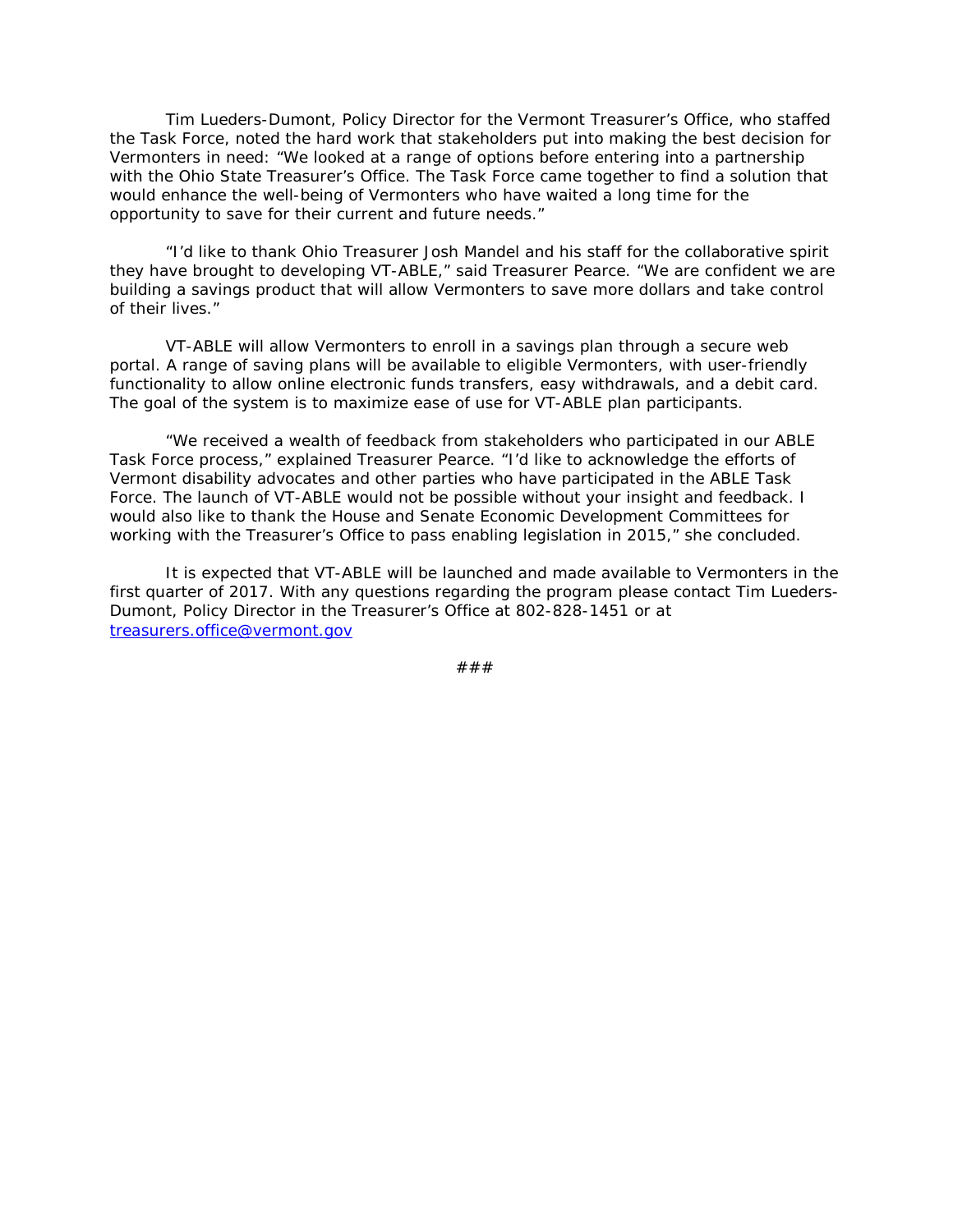Tim Lueders-Dumont, Policy Director for the Vermont Treasurer's Office, who staffed the Task Force, noted the hard work that stakeholders put into making the best decision for Vermonters in need: "We looked at a range of options before entering into a partnership with the Ohio State Treasurer's Office. The Task Force came together to find a solution that would enhance the well-being of Vermonters who have waited a long time for the opportunity to save for their current and future needs."

"I'd like to thank Ohio Treasurer Josh Mandel and his staff for the collaborative spirit they have brought to developing VT-ABLE," said Treasurer Pearce. "We are confident we are building a savings product that will allow Vermonters to save more dollars and take control of their lives."

VT-ABLE will allow Vermonters to enroll in a savings plan through a secure web portal. A range of saving plans will be available to eligible Vermonters, with user-friendly functionality to allow online electronic funds transfers, easy withdrawals, and a debit card. The goal of the system is to maximize ease of use for VT-ABLE plan participants.

"We received a wealth of feedback from stakeholders who participated in our ABLE Task Force process," explained Treasurer Pearce. "I'd like to acknowledge the efforts of Vermont disability advocates and other parties who have participated in the ABLE Task Force. The launch of VT-ABLE would not be possible without your insight and feedback. I would also like to thank the House and Senate Economic Development Committees for working with the Treasurer's Office to pass enabling legislation in 2015," she concluded.

It is expected that VT-ABLE will be launched and made available to Vermonters in the first quarter of 2017. With any questions regarding the program please contact Tim Lueders-Dumont, Policy Director in the Treasurer's Office at 802-828-1451 or at [treasurers.office@vermont.gov](mailto:treasurers.office@vermont.gov)

###